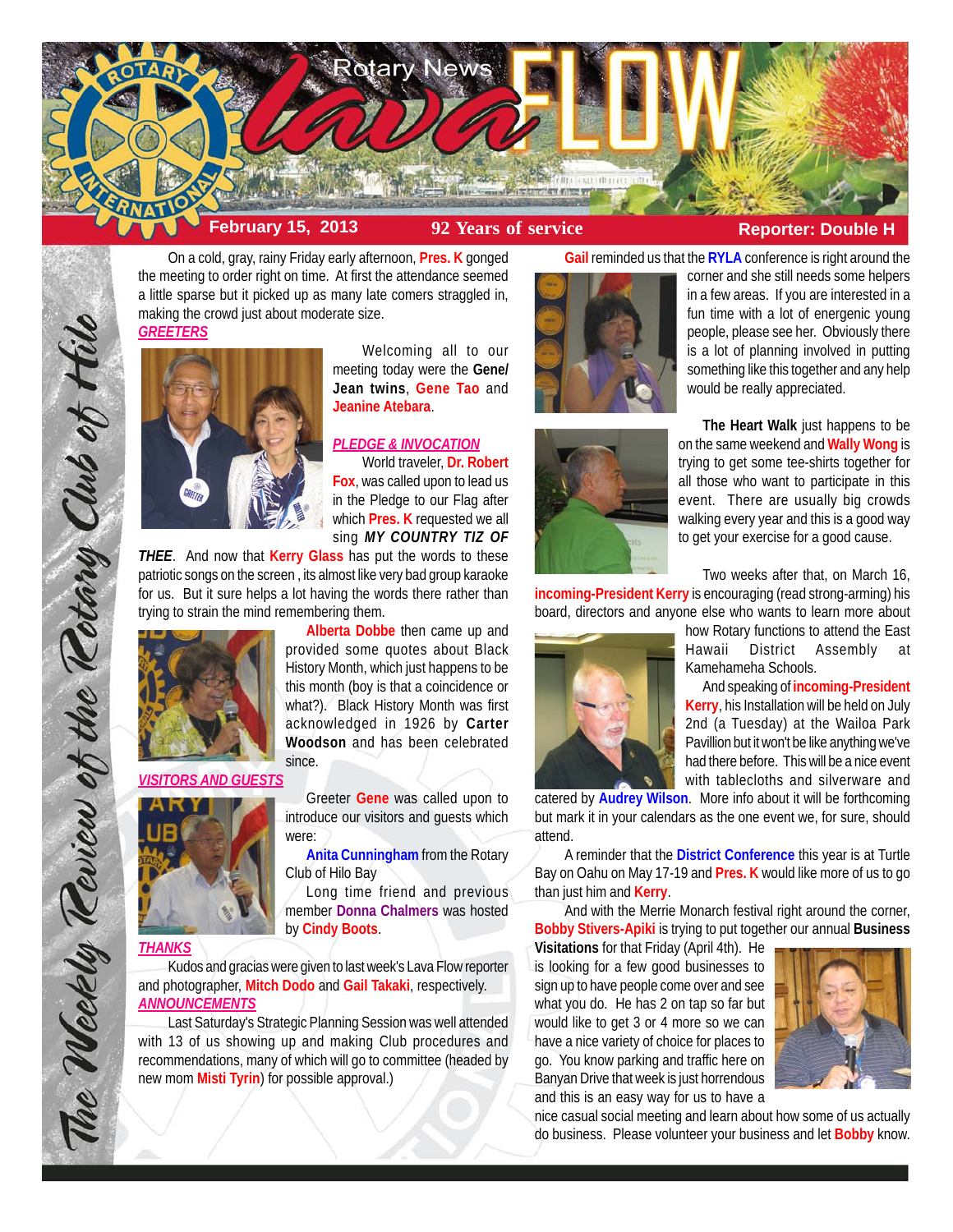# Rotary News Lava FLOW

**February 15, 2013** — **92 Years of service** — **Reporter: Double H**

*The Weekly Review of the Rotary Club of Hilo*

On a cold, gray, rainy Friday early afternoon, **Pres. K** gonged the meeting to order right on time. At first the attendance seemed a little sparse but it picked up as many late comers straggled in, making the crowd just about moderate size.

## GREETERS

Welcoming all to our meeting today were the **Gene/ Jean twins**, **Gene Tao** and **Jeanine Atebara**.

## PLEDGE & INVOCATION

World traveler, **Dr. Robert Fox**, was called upon to lead us in the Pledge to our Flag after which **Pres. K** requested we all sing ***MY COUNTRY TIZ OF THEE***. And now that **Kerry Glass** has put the words to these patriotic songs on the screen , its almost like very bad group karaoke for us. But it sure helps a lot having the words there rather than trying to strain the mind remembering them.

**Alberta Dobbe** then came up and provided some quotes about Black History Month, which just happens to be this month (boy is that a coincidence or what?). Black History Month was first acknowledged in 1926 by **Carter Woodson** and has been celebrated since.

## VISITORS AND GUESTS

Greeter **Gene** was called upon to introduce our visitors and guests which were:

**Anita Cunningham** from the Rotary Club of Hilo Bay

Long time friend and previous member **Donna Chalmers** was hosted by **Cindy Boots**.

## THANKS

Kudos and gracias were given to last week's Lava Flow reporter and photographer, **Mitch Dodo** and **Gail Takaki**, respectively.

## ANNOUNCEMENTS

Last Saturday's Strategic Planning Session was well attended with 13 of us showing up and making Club procedures and recommendations, many of which will go to committee (headed by new mom **Misti Tyrin**) for possible approval.)

**Gail** reminded us that the **RYLA** conference is right around the corner and she still needs some helpers in a few areas. If you are interested in a fun time with a lot of energenic young people, please see her. Obviously there is a lot of planning involved in putting something like this together and any help would be really appreciated.

**The Heart Walk** just happens to be on the same weekend and **Wally Wong** is trying to get some tee-shirts together for all those who want to participate in this event. There are usually big crowds walking every year and this is a good way to get your exercise for a good cause.

Two weeks after that, on March 16, **incoming-President Kerry** is encouraging (read strong-arming) his board, directors and anyone else who wants to learn more about how Rotary functions to attend the East Hawaii District Assembly at Kamehameha Schools.

And speaking of **incoming-President Kerry**, his Installation will be held on July 2nd (a Tuesday) at the Wailoa Park Pavillion but it won't be like anything we've had there before. This will be a nice event with tablecloths and silverware and catered by **Audrey Wilson**. More info about it will be forthcoming but mark it in your calendars as the one event we, for sure, should attend.

A reminder that the **District Conference** this year is at Turtle Bay on Oahu on May 17-19 and **Pres. K** would like more of us to go than just him and **Kerry**.

And with the Merrie Monarch festival right around the corner, **Bobby Stivers-Apiki** is trying to put together our annual **Business Visitations** for that Friday (April 4th). He is looking for a few good businesses to sign up to have people come over and see what you do. He has 2 on tap so far but would like to get 3 or 4 more so we can have a nice variety of choice for places to go. You know parking and traffic here on Banyan Drive that week is just horrendous and this is an easy way for us to have a nice casual social meeting and learn about how some of us actually do business. Please volunteer your business and let **Bobby** know.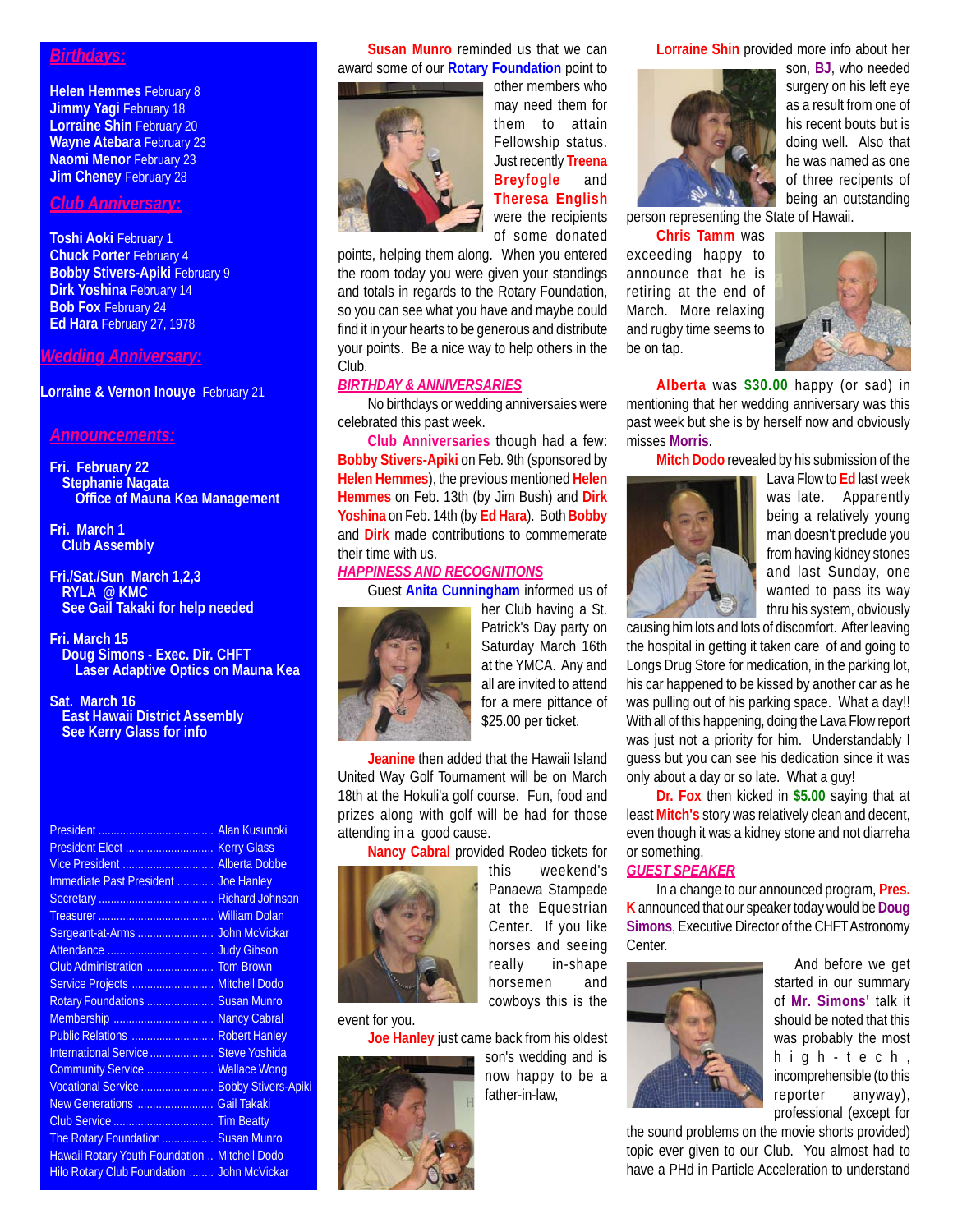## Birthdays:

**Helen Hemmes** February 8
**Jimmy Yagi** February 18
**Lorraine Shin** February 20
**Wayne Atebara** February 23
**Naomi Menor** February 23
**Jim Cheney** February 28

## Club Anniversary:

**Toshi Aoki** February 1
**Chuck Porter** February 4
**Bobby Stivers-Apiki** February 9
**Dirk Yoshina** February 14
**Bob Fox** February 24
**Ed Hara** February 27, 1978

## Wedding Anniversary:

**Lorraine & Vernon Inouye** February 21

## Announcements:

**Fri. February 22**
**Stephanie Nagata**
**Office of Mauna Kea Management**

**Fri. March 1**
**Club Assembly**

**Fri./Sat./Sun March 1,2,3**
**RYLA @ KMC**
**See Gail Takaki for help needed**

**Fri. March 15**
**Doug Simons - Exec. Dir. CHFT**
**Laser Adaptive Optics on Mauna Kea**

**Sat. March 16**
**East Hawaii District Assembly**
**See Kerry Glass for info**

| | |
|---|---|
| President | Alan Kusunoki |
| President Elect | Kerry Glass |
| Vice President | Alberta Dobbe |
| Immediate Past President | Joe Hanley |
| Secretary | Richard Johnson |
| Treasurer | William Dolan |
| Sergeant-at-Arms | John McVickar |
| Attendance | Judy Gibson |
| Club Administration | Tom Brown |
| Service Projects | Mitchell Dodo |
| Rotary Foundations | Susan Munro |
| Membership | Nancy Cabral |
| Public Relations | Robert Hanley |
| International Service | Steve Yoshida |
| Community Service | Wallace Wong |
| Vocational Service | Bobby Stivers-Apiki |
| New Generations | Gail Takaki |
| Club Service | Tim Beatty |
| The Rotary Foundation | Susan Munro |
| Hawaii Rotary Youth Foundation | Mitchell Dodo |
| Hilo Rotary Club Foundation | John McVickar |

**Susan Munro** reminded us that we can award some of our **Rotary Foundation** point to other members who may need them for them to attain Fellowship status. Just recently **Treena Breyfogle** and **Theresa English** were the recipients of some donated points, helping them along. When you entered the room today you were given your standings and totals in regards to the Rotary Foundation, so you can see what you have and maybe could find it in your hearts to be generous and distribute your points. Be a nice way to help others in the Club.

### *BIRTHDAY & ANNIVERSARIES*

No birthdays or wedding anniversaies were celebrated this past week.

**Club Anniversaries** though had a few: **Bobby Stivers-Apiki** on Feb. 9th (sponsored by **Helen Hemmes**), the previous mentioned **Helen Hemmes** on Feb. 13th (by Jim Bush) and **Dirk Yoshina** on Feb. 14th (by **Ed Hara**). Both **Bobby** and **Dirk** made contributions to commemerate their time with us.

### *HAPPINESS AND RECOGNITIONS*

Guest **Anita Cunningham** informed us of her Club having a St. Patrick's Day party on Saturday March 16th at the YMCA. Any and all are invited to attend for a mere pittance of $25.00 per ticket.

**Jeanine** then added that the Hawaii Island United Way Golf Tournament will be on March 18th at the Hokuli'a golf course. Fun, food and prizes along with golf will be had for those attending in a good cause.

**Nancy Cabral** provided Rodeo tickets for this weekend's Panaewa Stampede at the Equestrian Center. If you like horses and seeing really in-shape horsemen and cowboys this is the event for you.

**Joe Hanley** just came back from his oldest son's wedding and is now happy to be a father-in-law,

**Lorraine Shin** provided more info about her son, **BJ**, who needed surgery on his left eye as a result from one of his recent bouts but is doing well. Also that he was named as one of three recipents of being an outstanding person representing the State of Hawaii.

**Chris Tamm** was exceeding happy to announce that he is retiring at the end of March. More relaxing and rugby time seems to be on tap.

**Alberta** was **$30.00** happy (or sad) in mentioning that her wedding anniversary was this past week but she is by herself now and obviously misses **Morris**.

**Mitch Dodo** revealed by his submission of the Lava Flow to **Ed** last week was late. Apparently being a relatively young man doesn't preclude you from having kidney stones and last Sunday, one wanted to pass its way thru his system, obviously causing him lots and lots of discomfort. After leaving the hospital in getting it taken care of and going to Longs Drug Store for medication, in the parking lot, his car happened to be kissed by another car as he was pulling out of his parking space. What a day!! With all of this happening, doing the Lava Flow report was just not a priority for him. Understandably I guess but you can see his dedication since it was only about a day or so late. What a guy!

**Dr. Fox** then kicked in **$5.00** saying that at least **Mitch's** story was relatively clean and decent, even though it was a kidney stone and not diarreha or something.

### *GUEST SPEAKER*

In a change to our announced program, **Pres. K** announced that our speaker today would be **Doug Simons**, Executive Director of the CHFT Astronomy Center.

And before we get started in our summary of **Mr. Simons'** talk it should be noted that this was probably the most h i g h - t e c h , incomprehensible (to this reporter anyway), professional (except for the sound problems on the movie shorts provided) topic ever given to our Club. You almost had to have a PHd in Particle Acceleration to understand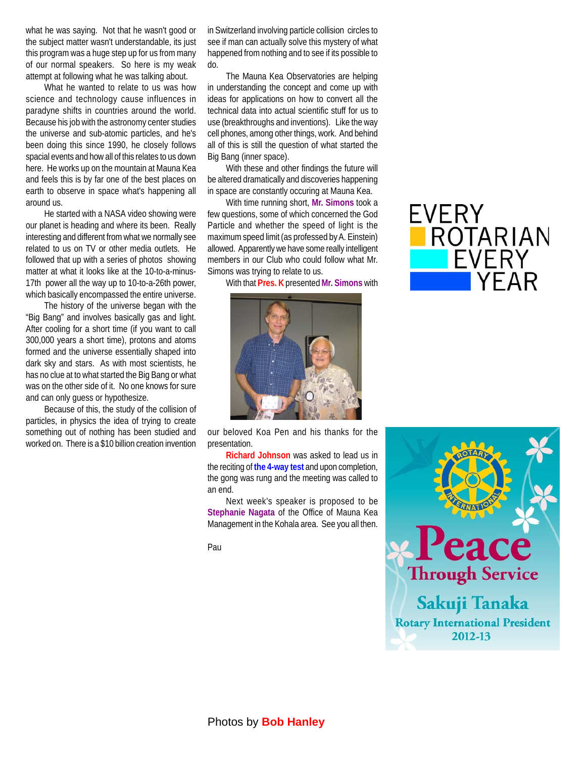what he was saying. Not that he wasn't good or the subject matter wasn't understandable, its just this program was a huge step up for us from many of our normal speakers. So here is my weak attempt at following what he was talking about.

What he wanted to relate to us was how science and technology cause influences in paradyne shifts in countries around the world. Because his job with the astronomy center studies the universe and sub-atomic particles, and he's been doing this since 1990, he closely follows spacial events and how all of this relates to us down here. He works up on the mountain at Mauna Kea and feels this is by far one of the best places on earth to observe in space what's happening all around us.

He started with a NASA video showing were our planet is heading and where its been. Really interesting and different from what we normally see related to us on TV or other media outlets. He followed that up with a series of photos showing matter at what it looks like at the 10-to-a-minus-17th power all the way up to 10-to-a-26th power, which basically encompassed the entire universe.

The history of the universe began with the "Big Bang" and involves basically gas and light. After cooling for a short time (if you want to call 300,000 years a short time), protons and atoms formed and the universe essentially shaped into dark sky and stars. As with most scientists, he has no clue at to what started the Big Bang or what was on the other side of it. No one knows for sure and can only guess or hypothesize.

Because of this, the study of the collision of particles, in physics the idea of trying to create something out of nothing has been studied and worked on. There is a $10 billion creation invention in Switzerland involving particle collision circles to see if man can actually solve this mystery of what happened from nothing and to see if its possible to do.

The Mauna Kea Observatories are helping in understanding the concept and come up with ideas for applications on how to convert all the technical data into actual scientific stuff for us to use (breakthroughs and inventions). Like the way cell phones, among other things, work. And behind all of this is still the question of what started the Big Bang (inner space).

With these and other findings the future will be altered dramatically and discoveries happening in space are constantly occuring at Mauna Kea.

With time running short, **Mr. Simons** took a few questions, some of which concerned the God Particle and whether the speed of light is the maximum speed limit (as professed by A. Einstein) allowed. Apparently we have some really intelligent members in our Club who could follow what Mr. Simons was trying to relate to us.

With that **Pres. K** presented **Mr. Simons** with our beloved Koa Pen and his thanks for the presentation.

**Richard Johnson** was asked to lead us in the reciting of **the 4-way test** and upon completion, the gong was rung and the meeting was called to an end.

Next week's speaker is proposed to be **Stephanie Nagata** of the Office of Mauna Kea Management in the Kohala area. See you all then.

Pau

EVERY ROTARIAN EVERY YEAR

Peace Through Service

Sakuji Tanaka
Rotary International President
2012-13

Photos by **Bob Hanley**